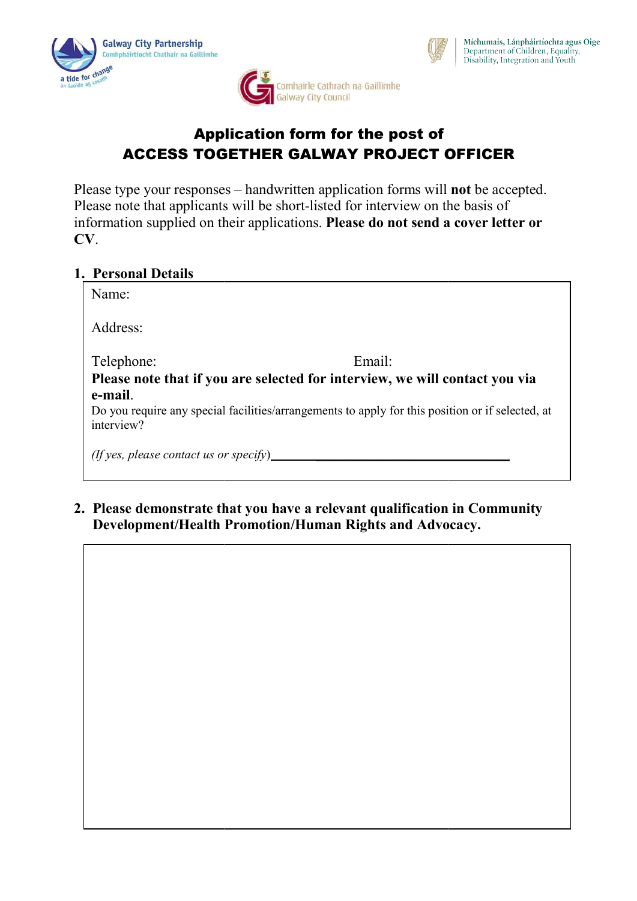Galway City Partnership
Comhpháirtíocht Chathair na Gaillimhe
a tide for change
an taoide ag casadh

Míchumais, Lánpháirtíochta agus Óige
Department of Children, Equality, Disability, Integration and Youth

Comhairle Cathrach na Gaillimhe
Galway City Council

# Application form for the post of ACCESS TOGETHER GALWAY PROJECT OFFICER

Please type your responses – handwritten application forms will **not** be accepted. Please note that applicants will be short-listed for interview on the basis of information supplied on their applications. **Please do not send a cover letter or CV**.

## 1. Personal Details

Name:

Address:

Telephone: Email:

**Please note that if you are selected for interview, we will contact you via e-mail**.

Do you require any special facilities/arrangements to apply for this position or if selected, at interview?

*(If yes, please contact us or specify)*\_\_\_\_\_\_\_\_\_\_\_\_\_\_\_\_\_\_\_\_\_\_\_\_\_\_\_\_\_\_\_\_\_\_\_\_\_\_\_\_

## 2. Please demonstrate that you have a relevant qualification in Community Development/Health Promotion/Human Rights and Advocacy.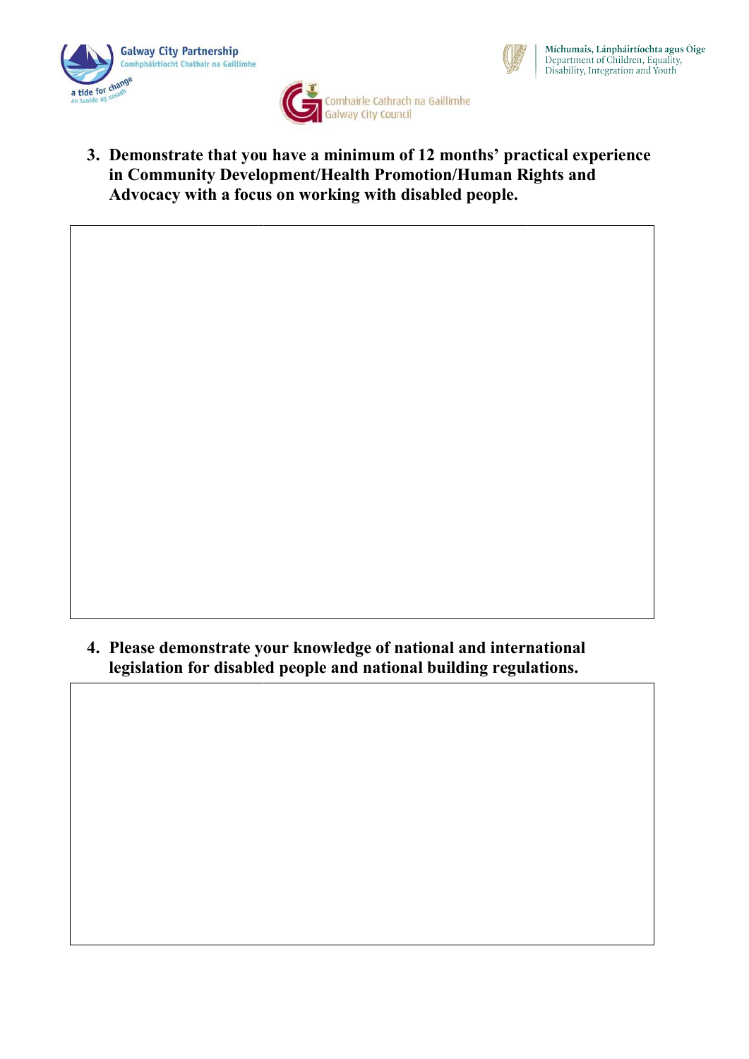3. **Demonstrate that you have a minimum of 12 months' practical experience in Community Development/Health Promotion/Human Rights and Advocacy with a focus on working with disabled people.**

|  |
|---|
|  |

4. **Please demonstrate your knowledge of national and international legislation for disabled people and national building regulations.**

|  |
|---|
|  |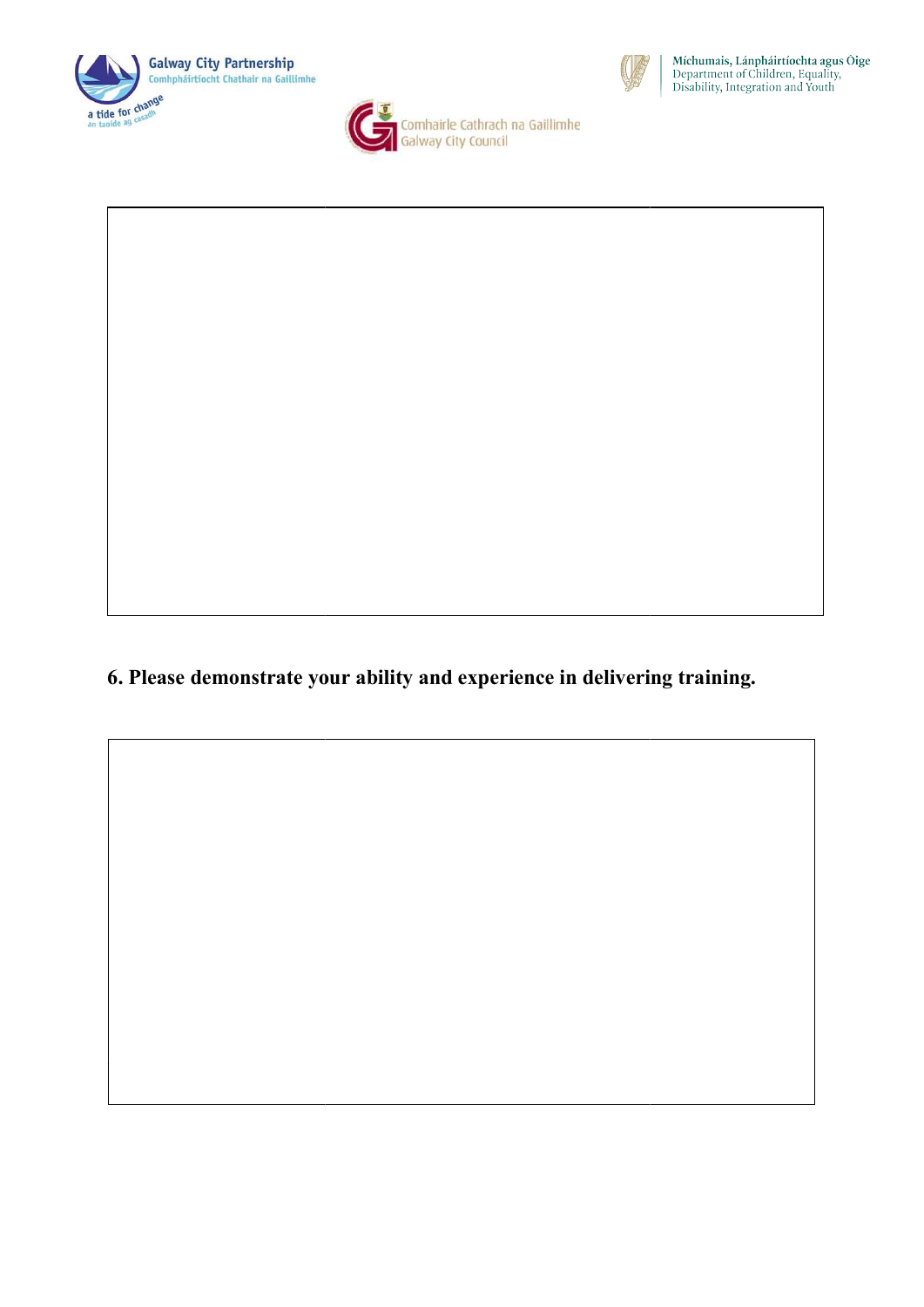## 6. Please demonstrate your ability and experience in delivering training.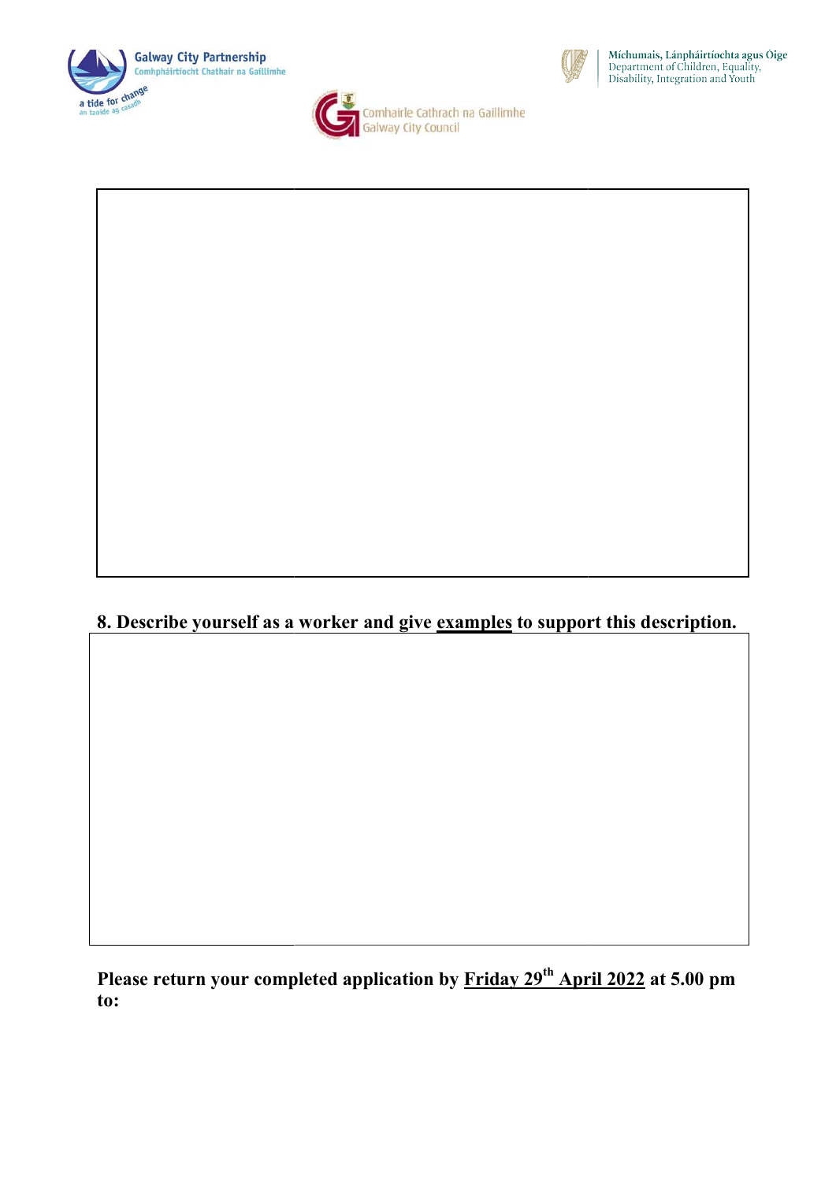**8. Describe yourself as a worker and give examples to support this description.**

**Please return your completed application by Friday 29th April 2022 at 5.00 pm to:**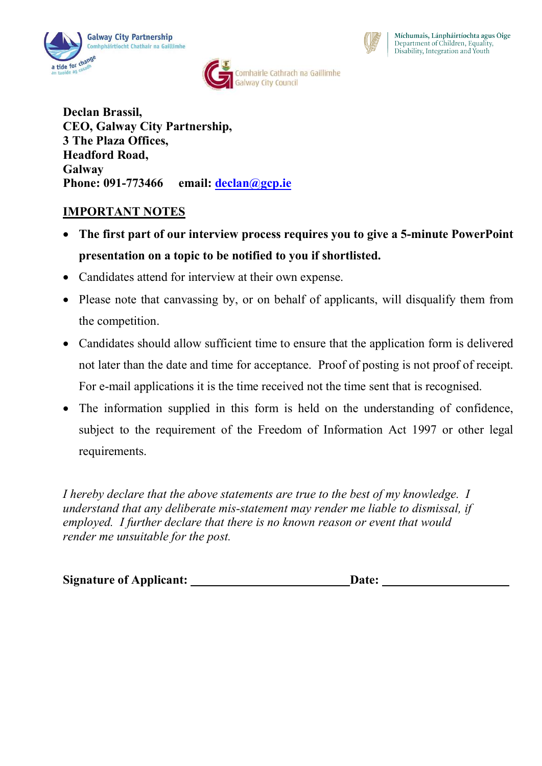Galway City Partnership
Comhpháirtíocht Chathair na Gaillimhe
a tide for change
an taoide ag casadh

Míchumais, Lánpháirtíochta agus Óige
Department of Children, Equality, Disability, Integration and Youth

Comhairle Cathrach na Gaillimhe
Galway City Council

**Declan Brassil,**
**CEO, Galway City Partnership,**
**3 The Plaza Offices,**
**Headford Road,**
**Galway**
**Phone: 091-773466 email: declan@gcp.ie**

**IMPORTANT NOTES**

- **The first part of our interview process requires you to give a 5-minute PowerPoint presentation on a topic to be notified to you if shortlisted.**
- Candidates attend for interview at their own expense.
- Please note that canvassing by, or on behalf of applicants, will disqualify them from the competition.
- Candidates should allow sufficient time to ensure that the application form is delivered not later than the date and time for acceptance. Proof of posting is not proof of receipt. For e-mail applications it is the time received not the time sent that is recognised.
- The information supplied in this form is held on the understanding of confidence, subject to the requirement of the Freedom of Information Act 1997 or other legal requirements.

*I hereby declare that the above statements are true to the best of my knowledge. I understand that any deliberate mis-statement may render me liable to dismissal, if employed. I further declare that there is no known reason or event that would render me unsuitable for the post.*

**Signature of Applicant: \_\_\_\_\_\_\_\_\_\_\_\_\_\_\_\_\_\_\_\_\_\_\_\_\_\_Date: \_\_\_\_\_\_\_\_\_\_\_\_\_\_\_\_\_\_\_\_\_**